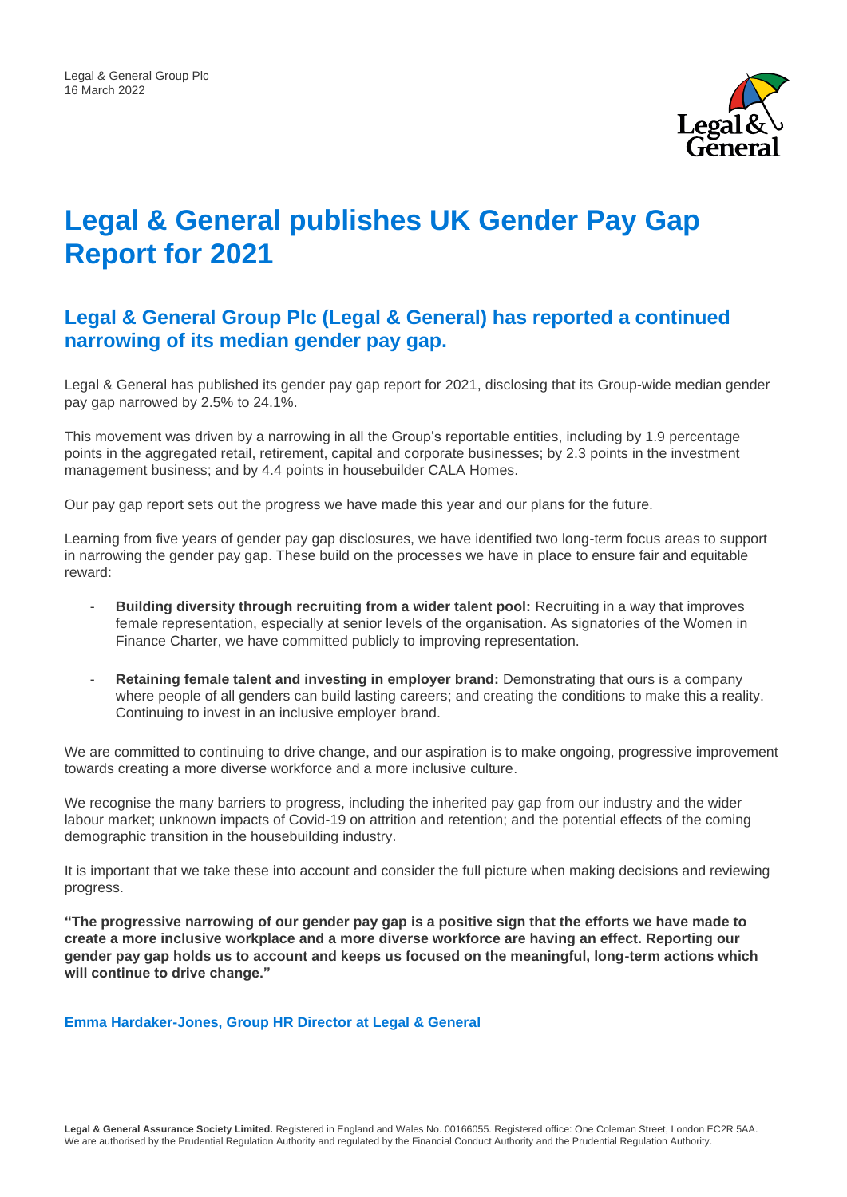Legal & General Group Plc
16 March 2022

# Legal & General publishes UK Gender Pay Gap Report for 2021

## Legal & General Group Plc (Legal & General) has reported a continued narrowing of its median gender pay gap.

Legal & General has published its gender pay gap report for 2021, disclosing that its Group-wide median gender pay gap narrowed by 2.5% to 24.1%.

This movement was driven by a narrowing in all the Group's reportable entities, including by 1.9 percentage points in the aggregated retail, retirement, capital and corporate businesses; by 2.3 points in the investment management business; and by 4.4 points in housebuilder CALA Homes.

Our pay gap report sets out the progress we have made this year and our plans for the future.

Learning from five years of gender pay gap disclosures, we have identified two long-term focus areas to support in narrowing the gender pay gap. These build on the processes we have in place to ensure fair and equitable reward:

- **Building diversity through recruiting from a wider talent pool:** Recruiting in a way that improves female representation, especially at senior levels of the organisation. As signatories of the Women in Finance Charter, we have committed publicly to improving representation.

- **Retaining female talent and investing in employer brand:** Demonstrating that ours is a company where people of all genders can build lasting careers; and creating the conditions to make this a reality. Continuing to invest in an inclusive employer brand.

We are committed to continuing to drive change, and our aspiration is to make ongoing, progressive improvement towards creating a more diverse workforce and a more inclusive culture.

We recognise the many barriers to progress, including the inherited pay gap from our industry and the wider labour market; unknown impacts of Covid-19 on attrition and retention; and the potential effects of the coming demographic transition in the housebuilding industry.

It is important that we take these into account and consider the full picture when making decisions and reviewing progress.

**"The progressive narrowing of our gender pay gap is a positive sign that the efforts we have made to create a more inclusive workplace and a more diverse workforce are having an effect. Reporting our gender pay gap holds us to account and keeps us focused on the meaningful, long-term actions which will continue to drive change."**

**Emma Hardaker-Jones, Group HR Director at Legal & General**

**Legal & General Assurance Society Limited.** Registered in England and Wales No. 00166055. Registered office: One Coleman Street, London EC2R 5AA. We are authorised by the Prudential Regulation Authority and regulated by the Financial Conduct Authority and the Prudential Regulation Authority.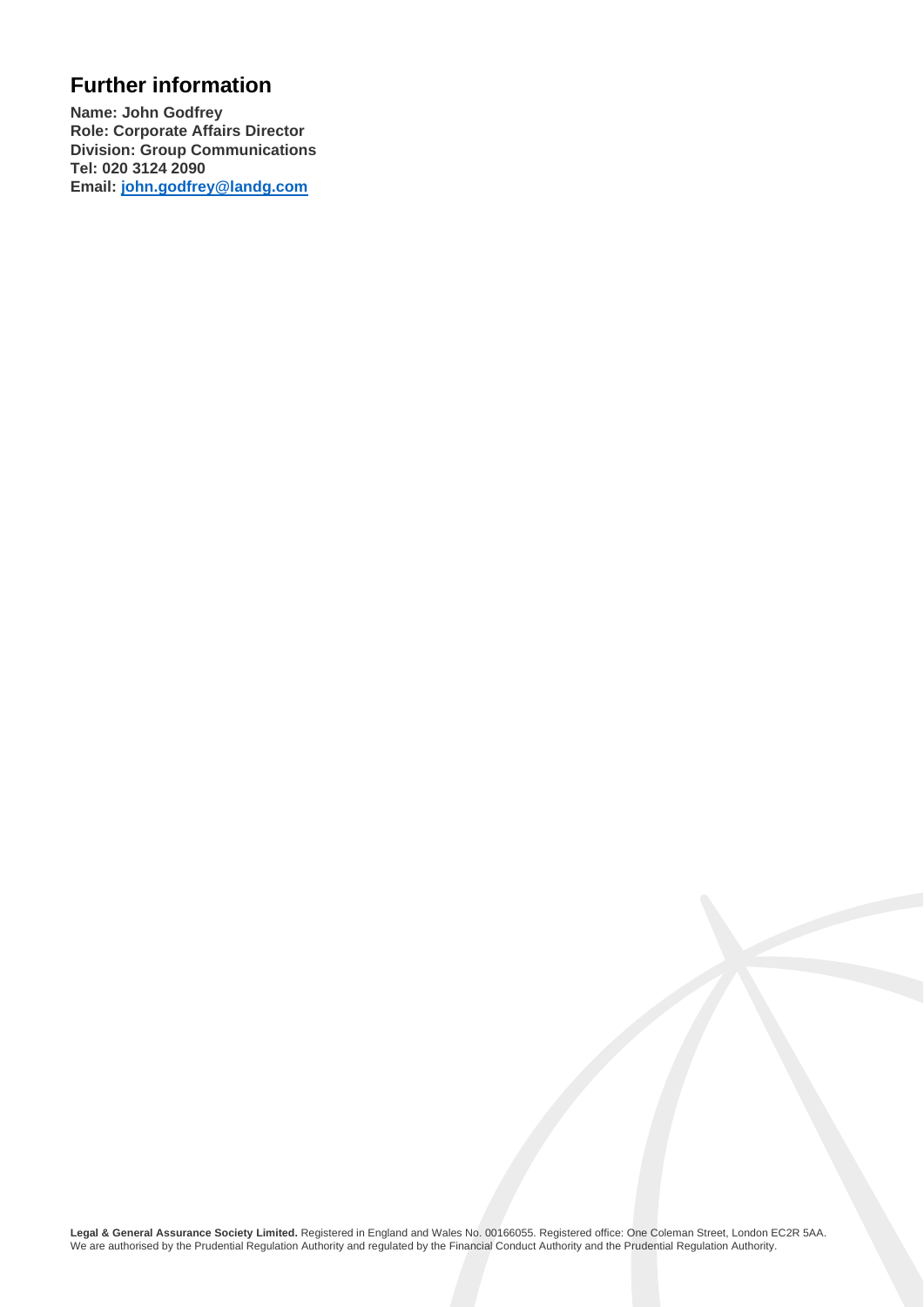## Further information

**Name: John Godfrey**
**Role: Corporate Affairs Director**
**Division: Group Communications**
**Tel: 020 3124 2090**
**Email: john.godfrey@landg.com**

**Legal & General Assurance Society Limited.** Registered in England and Wales No. 00166055. Registered office: One Coleman Street, London EC2R 5AA. We are authorised by the Prudential Regulation Authority and regulated by the Financial Conduct Authority and the Prudential Regulation Authority.